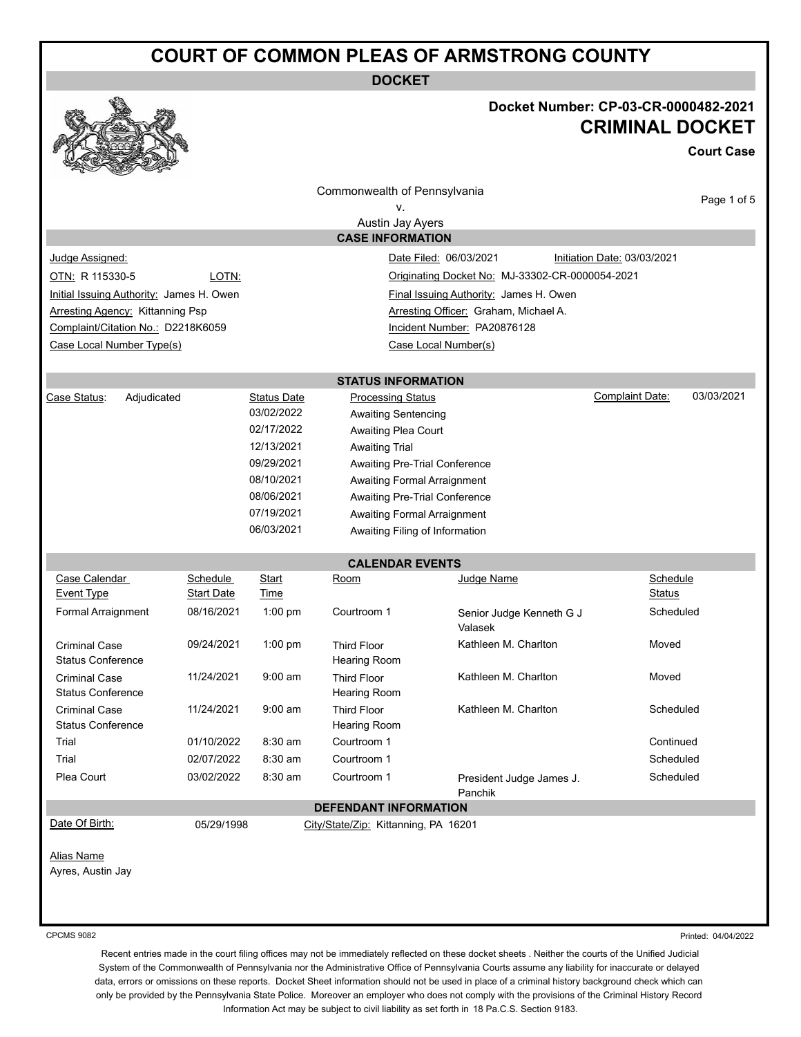# COURT OF COMMON PLEAS OF ARMSTRONG COUNTY

## DOCKET

**Docket Number: CP-03-CR-0000482-2021**

**CRIMINAL DOCKET**

**Court Case**

Commonwealth of Pennsylvania
v.
Austin Jay Ayers

### CASE INFORMATION

| | |
|---|---|
| Judge Assigned: | Date Filed: 06/03/2021 &nbsp;&nbsp; Initiation Date: 03/03/2021 |
| OTN: R 115330-5 &nbsp;&nbsp; LOTN: | Originating Docket No: MJ-33302-CR-0000054-2021 |
| Initial Issuing Authority: James H. Owen | Final Issuing Authority: James H. Owen |
| Arresting Agency: Kittanning Psp | Arresting Officer: Graham, Michael A. |
| Complaint/Citation No.: D2218K6059 | Incident Number: PA20876128 |
| Case Local Number Type(s) | Case Local Number(s) |

### STATUS INFORMATION

Case Status: Adjudicated

Complaint Date: 03/03/2021

| Status Date | Processing Status |
|---|---|
| 03/02/2022 | Awaiting Sentencing |
| 02/17/2022 | Awaiting Plea Court |
| 12/13/2021 | Awaiting Trial |
| 09/29/2021 | Awaiting Pre-Trial Conference |
| 08/10/2021 | Awaiting Formal Arraignment |
| 08/06/2021 | Awaiting Pre-Trial Conference |
| 07/19/2021 | Awaiting Formal Arraignment |
| 06/03/2021 | Awaiting Filing of Information |

### CALENDAR EVENTS

| Case Calendar Event Type | Schedule Start Date | Start Time | Room | Judge Name | Schedule Status |
|---|---|---|---|---|---|
| Formal Arraignment | 08/16/2021 | 1:00 pm | Courtroom 1 | Senior Judge Kenneth G J Valasek | Scheduled |
| Criminal Case Status Conference | 09/24/2021 | 1:00 pm | Third Floor Hearing Room | Kathleen M. Charlton | Moved |
| Criminal Case Status Conference | 11/24/2021 | 9:00 am | Third Floor Hearing Room | Kathleen M. Charlton | Moved |
| Criminal Case Status Conference | 11/24/2021 | 9:00 am | Third Floor Hearing Room | Kathleen M. Charlton | Scheduled |
| Trial | 01/10/2022 | 8:30 am | Courtroom 1 | | Continued |
| Trial | 02/07/2022 | 8:30 am | Courtroom 1 | | Scheduled |
| Plea Court | 03/02/2022 | 8:30 am | Courtroom 1 | President Judge James J. Panchik | Scheduled |

### DEFENDANT INFORMATION

Date Of Birth: 05/29/1998 &nbsp;&nbsp; City/State/Zip: Kittanning, PA 16201

Alias Name
Ayres, Austin Jay

CPCMS 9082 &nbsp;&nbsp; Printed: 04/04/2022

Recent entries made in the court filing offices may not be immediately reflected on these docket sheets . Neither the courts of the Unified Judicial System of the Commonwealth of Pennsylvania nor the Administrative Office of Pennsylvania Courts assume any liability for inaccurate or delayed data, errors or omissions on these reports. Docket Sheet information should not be used in place of a criminal history background check which can only be provided by the Pennsylvania State Police. Moreover an employer who does not comply with the provisions of the Criminal History Record Information Act may be subject to civil liability as set forth in 18 Pa.C.S. Section 9183.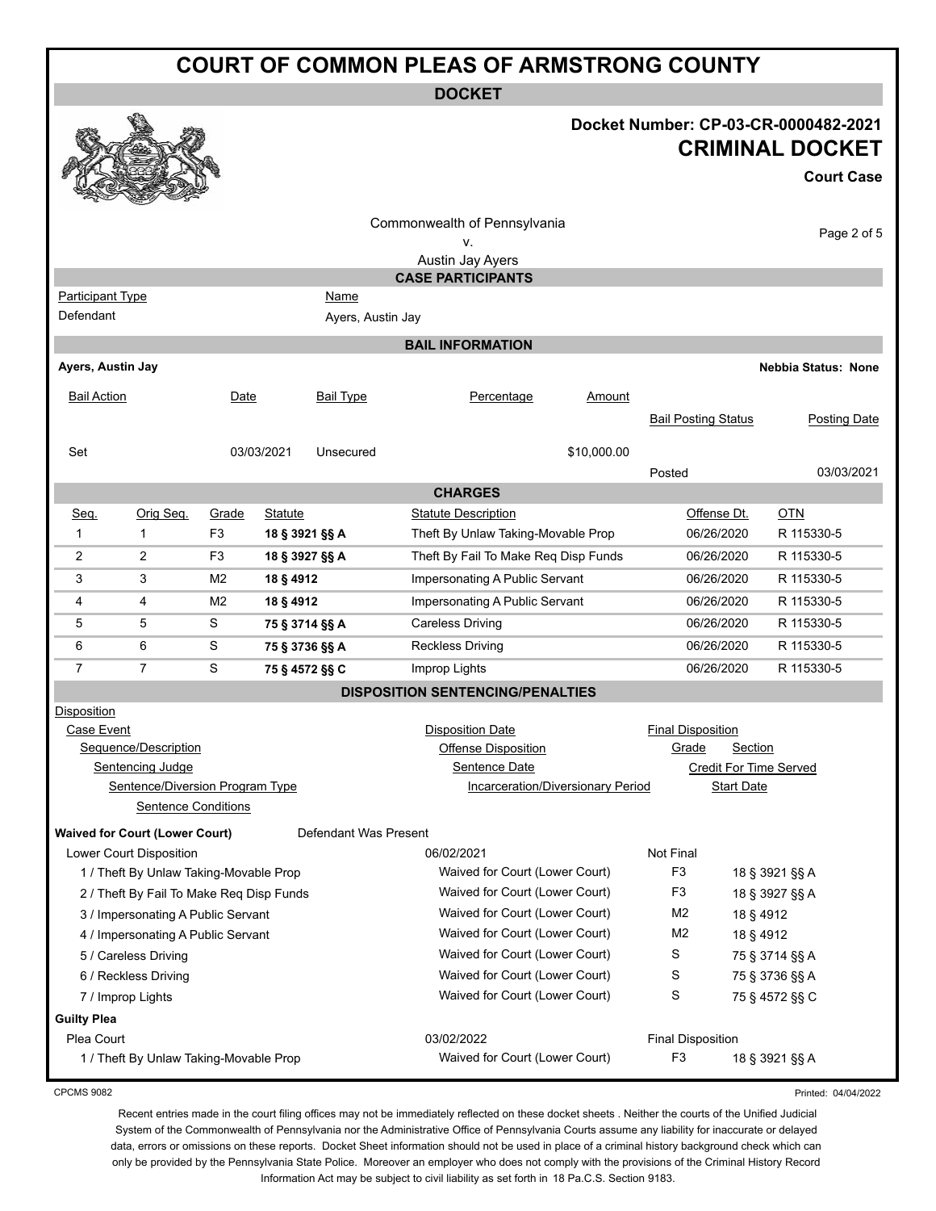# COURT OF COMMON PLEAS OF ARMSTRONG COUNTY

**DOCKET**

**Docket Number: CP-03-CR-0000482-2021**

**CRIMINAL DOCKET**

**Court Case**

Commonwealth of Pennsylvania
v.
Austin Jay Ayers

## CASE PARTICIPANTS

| Participant Type | Name |
|---|---|
| Defendant | Ayers, Austin Jay |

## BAIL INFORMATION

**Ayers, Austin Jay** — **Nebbia Status: None**

| Bail Action | Date | Bail Type | Percentage | Amount | Bail Posting Status | Posting Date |
|---|---|---|---|---|---|---|
| Set | 03/03/2021 | Unsecured | | $10,000.00 | Posted | 03/03/2021 |

## CHARGES

| Seq. | Orig Seq. | Grade | Statute | Statute Description | Offense Dt. | OTN |
|---|---|---|---|---|---|---|
| 1 | 1 | F3 | **18 § 3921 §§ A** | Theft By Unlaw Taking-Movable Prop | 06/26/2020 | R 115330-5 |
| 2 | 2 | F3 | **18 § 3927 §§ A** | Theft By Fail To Make Req Disp Funds | 06/26/2020 | R 115330-5 |
| 3 | 3 | M2 | **18 § 4912** | Impersonating A Public Servant | 06/26/2020 | R 115330-5 |
| 4 | 4 | M2 | **18 § 4912** | Impersonating A Public Servant | 06/26/2020 | R 115330-5 |
| 5 | 5 | S | **75 § 3714 §§ A** | Careless Driving | 06/26/2020 | R 115330-5 |
| 6 | 6 | S | **75 § 3736 §§ A** | Reckless Driving | 06/26/2020 | R 115330-5 |
| 7 | 7 | S | **75 § 4572 §§ C** | Improp Lights | 06/26/2020 | R 115330-5 |

## DISPOSITION SENTENCING/PENALTIES

Disposition
- Case Event — Disposition Date — Final Disposition
  - Sequence/Description — Offense Disposition — Grade — Section
    - Sentencing Judge — Sentence Date — Credit For Time Served
      - Sentence/Diversion Program Type — Incarceration/Diversionary Period — Start Date
        - Sentence Conditions

**Waived for Court (Lower Court)** — Defendant Was Present

Lower Court Disposition — 06/02/2021 — Not Final

| Sequence/Description | Offense Disposition | Grade | Section |
|---|---|---|---|
| 1 / Theft By Unlaw Taking-Movable Prop | Waived for Court (Lower Court) | F3 | 18 § 3921 §§ A |
| 2 / Theft By Fail To Make Req Disp Funds | Waived for Court (Lower Court) | F3 | 18 § 3927 §§ A |
| 3 / Impersonating A Public Servant | Waived for Court (Lower Court) | M2 | 18 § 4912 |
| 4 / Impersonating A Public Servant | Waived for Court (Lower Court) | M2 | 18 § 4912 |
| 5 / Careless Driving | Waived for Court (Lower Court) | S | 75 § 3714 §§ A |
| 6 / Reckless Driving | Waived for Court (Lower Court) | S | 75 § 3736 §§ A |
| 7 / Improp Lights | Waived for Court (Lower Court) | S | 75 § 4572 §§ C |

**Guilty Plea**

Plea Court — 03/02/2022 — Final Disposition

| Sequence/Description | Offense Disposition | Grade | Section |
|---|---|---|---|
| 1 / Theft By Unlaw Taking-Movable Prop | Waived for Court (Lower Court) | F3 | 18 § 3921 §§ A |

CPCMS 9082 — Printed: 04/04/2022

Recent entries made in the court filing offices may not be immediately reflected on these docket sheets . Neither the courts of the Unified Judicial System of the Commonwealth of Pennsylvania nor the Administrative Office of Pennsylvania Courts assume any liability for inaccurate or delayed data, errors or omissions on these reports. Docket Sheet information should not be used in place of a criminal history background check which can only be provided by the Pennsylvania State Police. Moreover an employer who does not comply with the provisions of the Criminal History Record Information Act may be subject to civil liability as set forth in 18 Pa.C.S. Section 9183.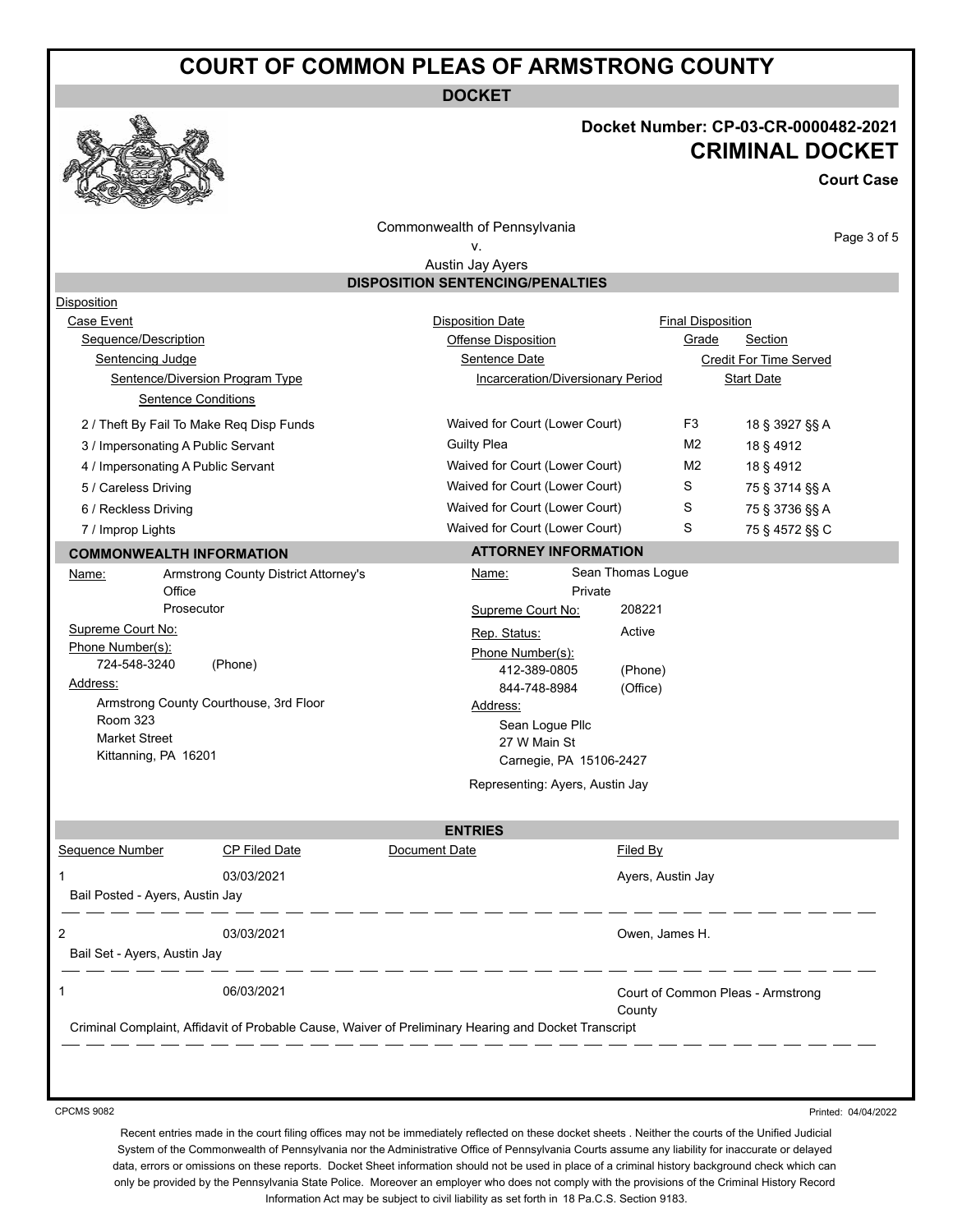# COURT OF COMMON PLEAS OF ARMSTRONG COUNTY

## DOCKET

**Docket Number: CP-03-CR-0000482-2021**

**CRIMINAL DOCKET**

**Court Case**

Commonwealth of Pennsylvania
v.
Austin Jay Ayers

## DISPOSITION SENTENCING/PENALTIES

Disposition
Case Event — Disposition Date — Final Disposition
Sequence/Description — Offense Disposition — Grade — Section
Sentencing Judge — Sentence Date — Credit For Time Served
Sentence/Diversion Program Type — Incarceration/Diversionary Period — Start Date
Sentence Conditions

| Sequence/Description | Offense Disposition | Grade | Section |
|---|---|---|---|
| 2 / Theft By Fail To Make Req Disp Funds | Waived for Court (Lower Court) | F3 | 18 § 3927 §§ A |
| 3 / Impersonating A Public Servant | Guilty Plea | M2 | 18 § 4912 |
| 4 / Impersonating A Public Servant | Waived for Court (Lower Court) | M2 | 18 § 4912 |
| 5 / Careless Driving | Waived for Court (Lower Court) | S | 75 § 3714 §§ A |
| 6 / Reckless Driving | Waived for Court (Lower Court) | S | 75 § 3736 §§ A |
| 7 / Improp Lights | Waived for Court (Lower Court) | S | 75 § 4572 §§ C |

## COMMONWEALTH INFORMATION

Name: Armstrong County District Attorney's Office
Prosecutor

Supreme Court No:

Phone Number(s):
724-548-3240 (Phone)

Address:
Armstrong County Courthouse, 3rd Floor
Room 323
Market Street
Kittanning, PA 16201

## ATTORNEY INFORMATION

Name: Sean Thomas Logue
Private

Supreme Court No: 208221

Rep. Status: Active

Phone Number(s):
412-389-0805 (Phone)
844-748-8984 (Office)

Address:
Sean Logue Pllc
27 W Main St
Carnegie, PA 15106-2427

Representing: Ayers, Austin Jay

## ENTRIES

| Sequence Number | CP Filed Date | Document Date | Filed By |
|---|---|---|---|
| 1 | 03/03/2021 | | Ayers, Austin Jay |
| Bail Posted - Ayers, Austin Jay | | | |
| 2 | 03/03/2021 | | Owen, James H. |
| Bail Set - Ayers, Austin Jay | | | |
| 1 | 06/03/2021 | | Court of Common Pleas - Armstrong County |
| Criminal Complaint, Affidavit of Probable Cause, Waiver of Preliminary Hearing and Docket Transcript | | | |

CPCMS 9082

Printed: 04/04/2022

Recent entries made in the court filing offices may not be immediately reflected on these docket sheets . Neither the courts of the Unified Judicial System of the Commonwealth of Pennsylvania nor the Administrative Office of Pennsylvania Courts assume any liability for inaccurate or delayed data, errors or omissions on these reports. Docket Sheet information should not be used in place of a criminal history background check which can only be provided by the Pennsylvania State Police. Moreover an employer who does not comply with the provisions of the Criminal History Record Information Act may be subject to civil liability as set forth in 18 Pa.C.S. Section 9183.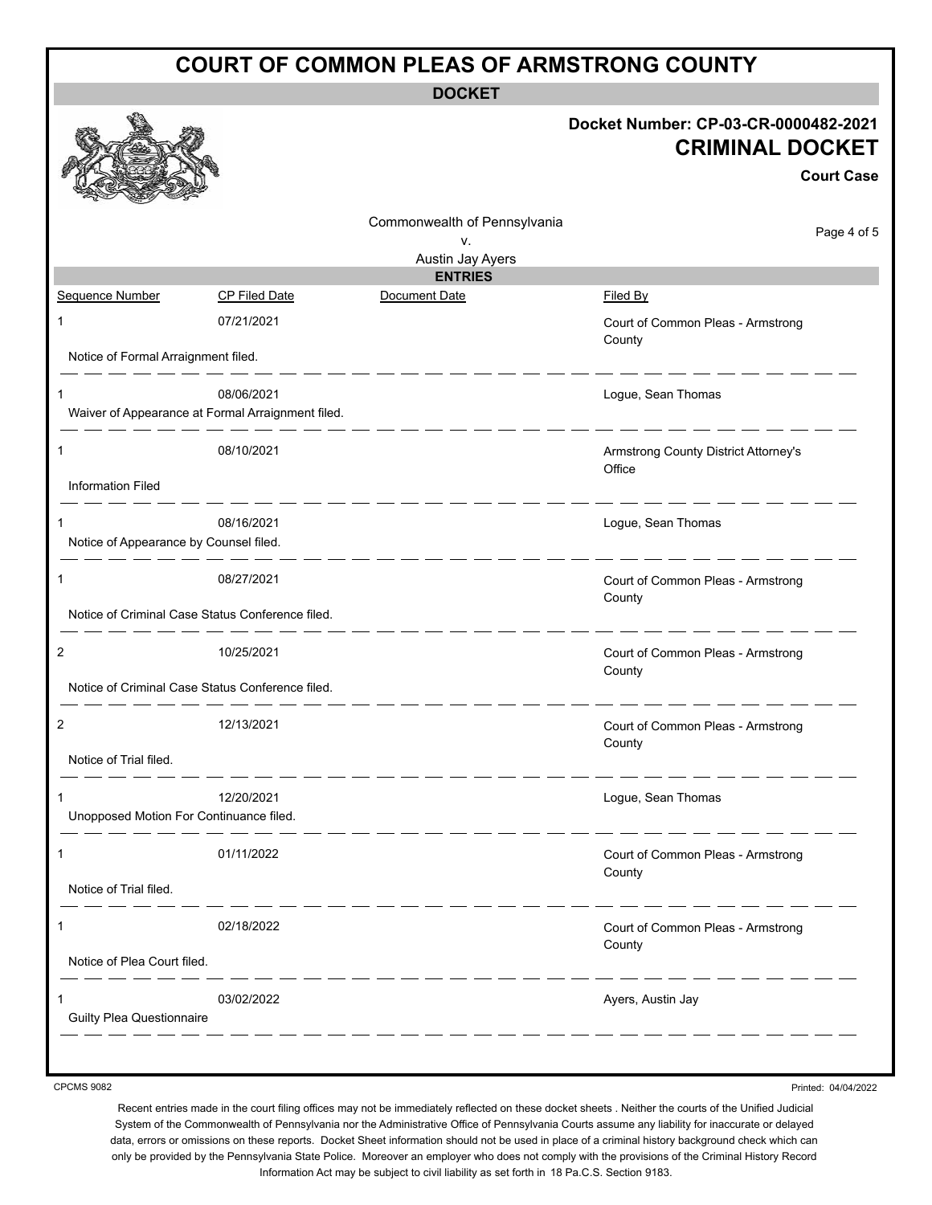# COURT OF COMMON PLEAS OF ARMSTRONG COUNTY

## DOCKET

**Docket Number: CP-03-CR-0000482-2021**

**CRIMINAL DOCKET**

**Court Case**

Commonwealth of Pennsylvania
v.
Austin Jay Ayers

## ENTRIES

| Sequence Number | CP Filed Date | Document Date | Filed By |
|---|---|---|---|
| 1 | 07/21/2021 | | Court of Common Pleas - Armstrong County |
| Notice of Formal Arraignment filed. | | | |
| 1 | 08/06/2021 | | Logue, Sean Thomas |
| Waiver of Appearance at Formal Arraignment filed. | | | |
| 1 | 08/10/2021 | | Armstrong County District Attorney's Office |
| Information Filed | | | |
| 1 | 08/16/2021 | | Logue, Sean Thomas |
| Notice of Appearance by Counsel filed. | | | |
| 1 | 08/27/2021 | | Court of Common Pleas - Armstrong County |
| Notice of Criminal Case Status Conference filed. | | | |
| 2 | 10/25/2021 | | Court of Common Pleas - Armstrong County |
| Notice of Criminal Case Status Conference filed. | | | |
| 2 | 12/13/2021 | | Court of Common Pleas - Armstrong County |
| Notice of Trial filed. | | | |
| 1 | 12/20/2021 | | Logue, Sean Thomas |
| Unopposed Motion For Continuance filed. | | | |
| 1 | 01/11/2022 | | Court of Common Pleas - Armstrong County |
| Notice of Trial filed. | | | |
| 1 | 02/18/2022 | | Court of Common Pleas - Armstrong County |
| Notice of Plea Court filed. | | | |
| 1 | 03/02/2022 | | Ayers, Austin Jay |
| Guilty Plea Questionnaire | | | |

CPCMS 9082

Printed: 04/04/2022

Recent entries made in the court filing offices may not be immediately reflected on these docket sheets . Neither the courts of the Unified Judicial System of the Commonwealth of Pennsylvania nor the Administrative Office of Pennsylvania Courts assume any liability for inaccurate or delayed data, errors or omissions on these reports. Docket Sheet information should not be used in place of a criminal history background check which can only be provided by the Pennsylvania State Police. Moreover an employer who does not comply with the provisions of the Criminal History Record Information Act may be subject to civil liability as set forth in 18 Pa.C.S. Section 9183.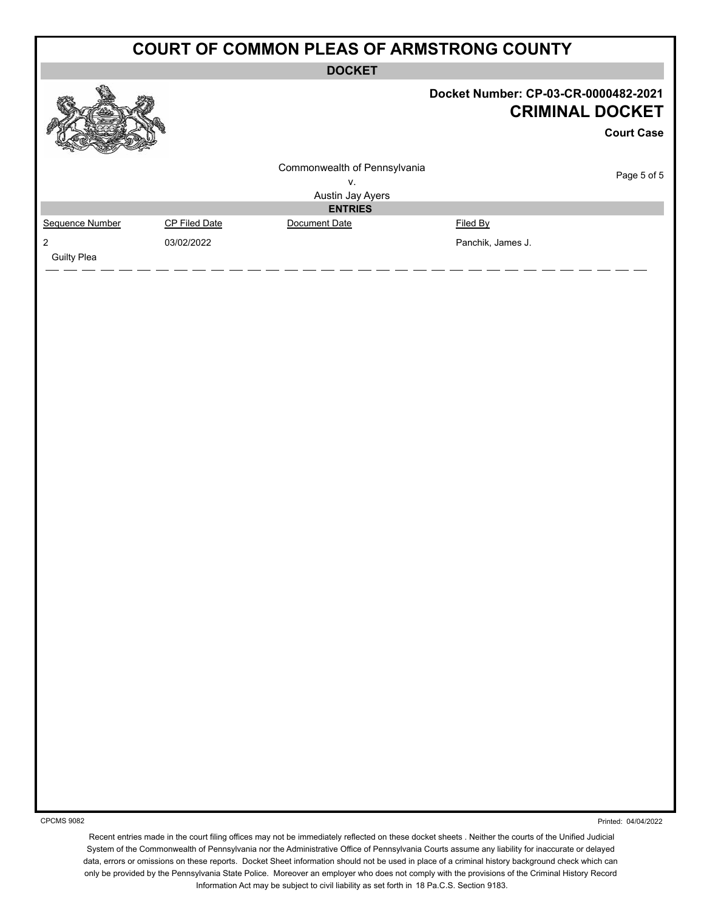# COURT OF COMMON PLEAS OF ARMSTRONG COUNTY

**DOCKET**

**Docket Number: CP-03-CR-0000482-2021**

## CRIMINAL DOCKET

**Court Case**

Commonwealth of Pennsylvania
v.
Austin Jay Ayers

**ENTRIES**

| Sequence Number | CP Filed Date | Document Date | Filed By |
|---|---|---|---|
| 2 | 03/02/2022 | | Panchik, James J. |
| Guilty Plea | | | |

CPCMS 9082

Printed: 04/04/2022

Recent entries made in the court filing offices may not be immediately reflected on these docket sheets . Neither the courts of the Unified Judicial System of the Commonwealth of Pennsylvania nor the Administrative Office of Pennsylvania Courts assume any liability for inaccurate or delayed data, errors or omissions on these reports. Docket Sheet information should not be used in place of a criminal history background check which can only be provided by the Pennsylvania State Police. Moreover an employer who does not comply with the provisions of the Criminal History Record Information Act may be subject to civil liability as set forth in 18 Pa.C.S. Section 9183.